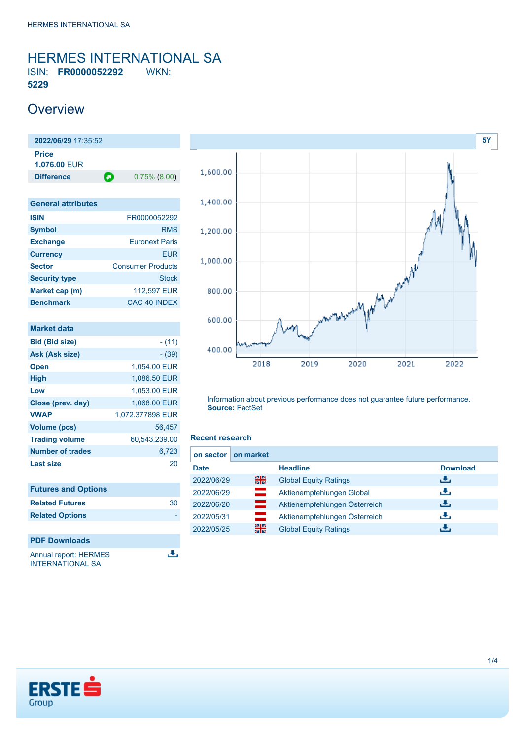# HERMES INTERNATIONAL SA

ISIN: **FR0000052292** WKN: **5229**

## Overview

| **2022/06/29** 17:35:52 | |
|---|---|
| **Price** | **1,076.00** EUR |
| **Difference** | 0.75% (8.00) |

| General attributes | |
|---|---|
| **ISIN** | FR0000052292 |
| **Symbol** | RMS |
| **Exchange** | Euronext Paris |
| **Currency** | EUR |
| **Sector** | Consumer Products |
| **Security type** | Stock |
| **Market cap (m)** | 112,597 EUR |
| **Benchmark** | CAC 40 INDEX |

| Market data | |
|---|---|
| **Bid (Bid size)** | - (11) |
| **Ask (Ask size)** | - (39) |
| **Open** | 1,054.00 EUR |
| **High** | 1,086.50 EUR |
| **Low** | 1,053.00 EUR |
| **Close (prev. day)** | 1,068.00 EUR |
| **VWAP** | 1,072.377898 EUR |
| **Volume (pcs)** | 56,457 |
| **Trading volume** | 60,543,239.00 |
| **Number of trades** | 6,723 |
| **Last size** | 20 |

| Futures and Options | |
|---|---|
| **Related Futures** | 30 |
| **Related Options** | - |

| PDF Downloads |
|---|
| Annual report: HERMES INTERNATIONAL SA |

Information about previous performance does not guarantee future performance.
**Source:** FactSet

### Recent research

on sector | on market

| Date | | Headline | Download |
|---|---|---|---|
| 2022/06/29 | | Global Equity Ratings | |
| 2022/06/29 | | Aktienempfehlungen Global | |
| 2022/06/20 | | Aktienempfehlungen Österreich | |
| 2022/05/31 | | Aktienempfehlungen Österreich | |
| 2022/05/25 | | Global Equity Ratings | |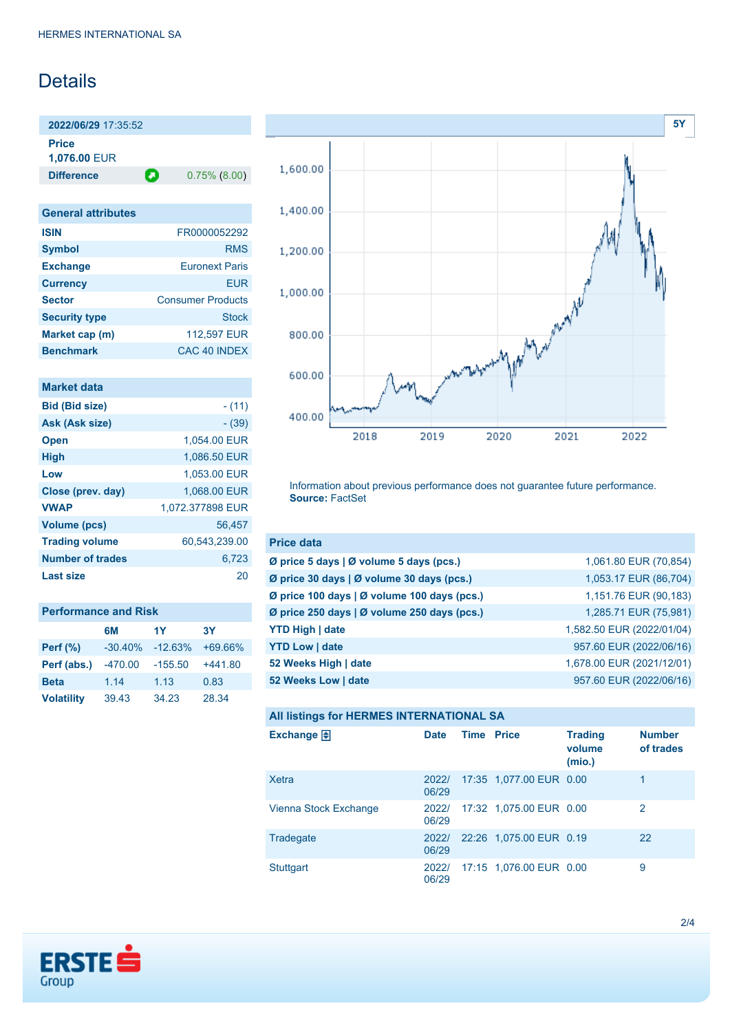HERMES INTERNATIONAL SA

# Details

**2022/06/29** 17:35:52

**Price**
**1,076.00** EUR

**Difference** 0.75% (8.00)

| General attributes | |
|---|---|
| **ISIN** | FR0000052292 |
| **Symbol** | RMS |
| **Exchange** | Euronext Paris |
| **Currency** | EUR |
| **Sector** | Consumer Products |
| **Security type** | Stock |
| **Market cap (m)** | 112,597 EUR |
| **Benchmark** | CAC 40 INDEX |

| Market data | |
|---|---|
| **Bid (Bid size)** | - (11) |
| **Ask (Ask size)** | - (39) |
| **Open** | 1,054.00 EUR |
| **High** | 1,086.50 EUR |
| **Low** | 1,053.00 EUR |
| **Close (prev. day)** | 1,068.00 EUR |
| **VWAP** | 1,072.377898 EUR |
| **Volume (pcs)** | 56,457 |
| **Trading volume** | 60,543,239.00 |
| **Number of trades** | 6,723 |
| **Last size** | 20 |

**Performance and Risk**

| | 6M | 1Y | 3Y |
|---|---|---|---|
| **Perf (%)** | -30.40% | -12.63% | +69.66% |
| **Perf (abs.)** | -470.00 | -155.50 | +441.80 |
| **Beta** | 1.14 | 1.13 | 0.83 |
| **Volatility** | 39.43 | 34.23 | 28.34 |

Information about previous performance does not guarantee future performance.
**Source:** FactSet

| Price data | |
|---|---|
| **Ø price 5 days \| Ø volume 5 days (pcs.)** | 1,061.80 EUR (70,854) |
| **Ø price 30 days \| Ø volume 30 days (pcs.)** | 1,053.17 EUR (86,704) |
| **Ø price 100 days \| Ø volume 100 days (pcs.)** | 1,151.76 EUR (90,183) |
| **Ø price 250 days \| Ø volume 250 days (pcs.)** | 1,285.71 EUR (75,981) |
| **YTD High \| date** | 1,582.50 EUR (2022/01/04) |
| **YTD Low \| date** | 957.60 EUR (2022/06/16) |
| **52 Weeks High \| date** | 1,678.00 EUR (2021/12/01) |
| **52 Weeks Low \| date** | 957.60 EUR (2022/06/16) |

**All listings for HERMES INTERNATIONAL SA**

| Exchange | Date | Time | Price | Trading volume (mio.) | Number of trades |
|---|---|---|---|---|---|
| Xetra | 2022/06/29 | 17:35 | 1,077.00 EUR | 0.00 | 1 |
| Vienna Stock Exchange | 2022/06/29 | 17:32 | 1,075.00 EUR | 0.00 | 2 |
| Tradegate | 2022/06/29 | 22:26 | 1,075.00 EUR | 0.19 | 22 |
| Stuttgart | 2022/06/29 | 17:15 | 1,076.00 EUR | 0.00 | 9 |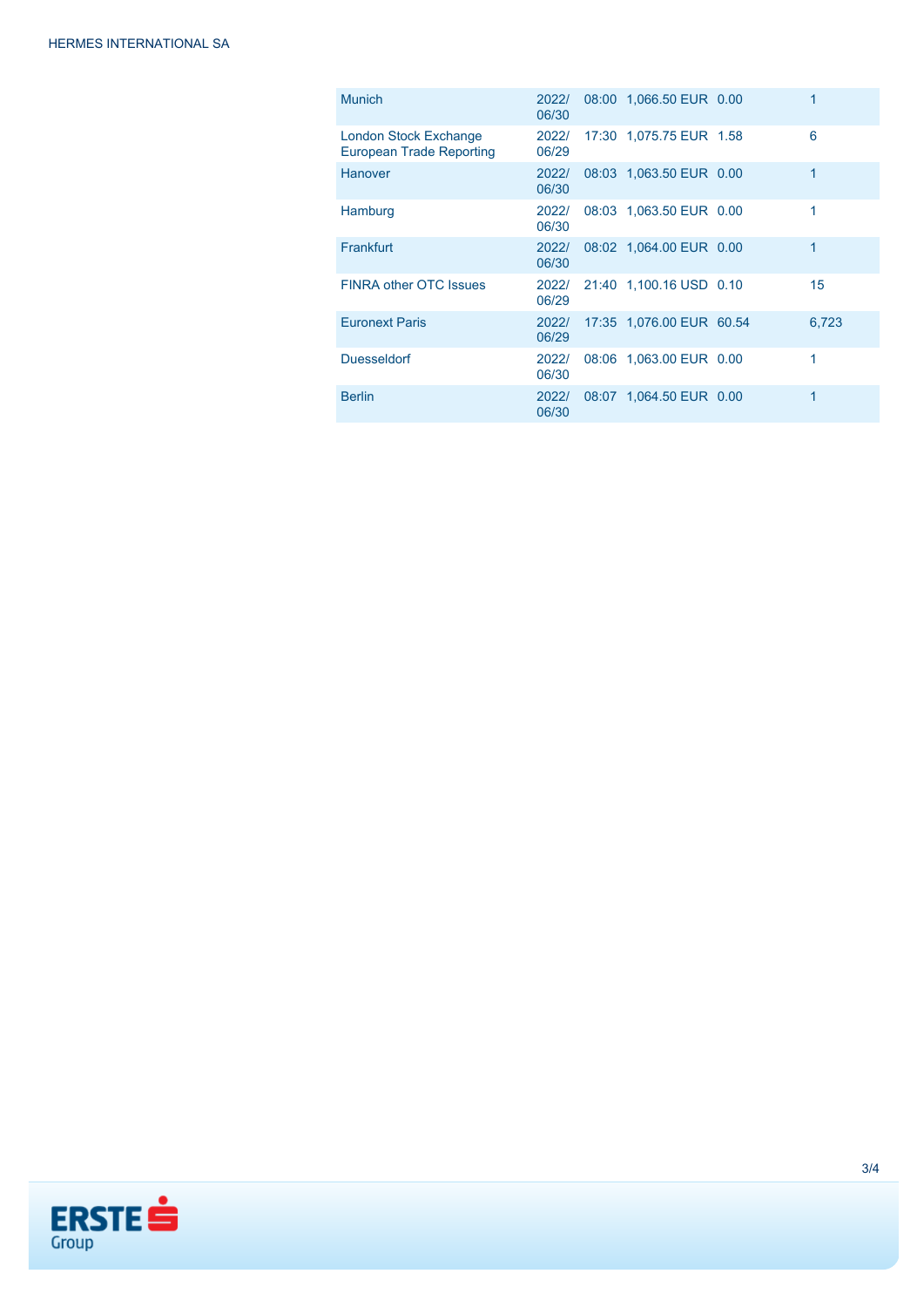| | | | | | |
|---|---|---|---|---|---|
| Munich | 2022/06/30 | 08:00 | 1,066.50 EUR | 0.00 | 1 |
| London Stock Exchange European Trade Reporting | 2022/06/29 | 17:30 | 1,075.75 EUR | 1.58 | 6 |
| Hanover | 2022/06/30 | 08:03 | 1,063.50 EUR | 0.00 | 1 |
| Hamburg | 2022/06/30 | 08:03 | 1,063.50 EUR | 0.00 | 1 |
| Frankfurt | 2022/06/30 | 08:02 | 1,064.00 EUR | 0.00 | 1 |
| FINRA other OTC Issues | 2022/06/29 | 21:40 | 1,100.16 USD | 0.10 | 15 |
| Euronext Paris | 2022/06/29 | 17:35 | 1,076.00 EUR | 60.54 | 6,723 |
| Duesseldorf | 2022/06/30 | 08:06 | 1,063.00 EUR | 0.00 | 1 |
| Berlin | 2022/06/30 | 08:07 | 1,064.50 EUR | 0.00 | 1 |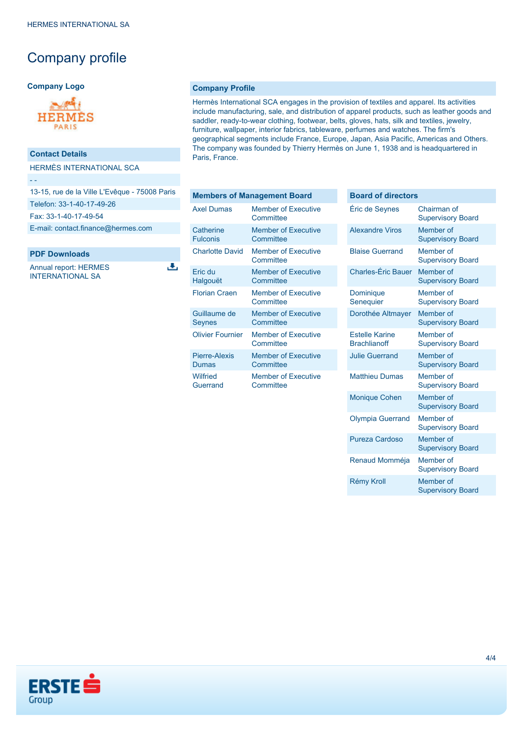# Company profile

### Company Logo

### Contact Details

HERMÈS INTERNATIONAL SCA

- -

13-15, rue de la Ville L'Evêque - 75008 Paris

Telefon: 33-1-40-17-49-26

Fax: 33-1-40-17-49-54

E-mail: contact.finance@hermes.com

### PDF Downloads

Annual report: HERMES INTERNATIONAL SA

### Company Profile

Hermès International SCA engages in the provision of textiles and apparel. Its activities include manufacturing, sale, and distribution of apparel products, such as leather goods and saddler, ready-to-wear clothing, footwear, belts, gloves, hats, silk and textiles, jewelry, furniture, wallpaper, interior fabrics, tableware, perfumes and watches. The firm's geographical segments include France, Europe, Japan, Asia Pacific, Americas and Others. The company was founded by Thierry Hermès on June 1, 1938 and is headquartered in Paris, France.

### Members of Management Board

| | |
|---|---|
| Axel Dumas | Member of Executive Committee |
| Catherine Fulconis | Member of Executive Committee |
| Charlotte David | Member of Executive Committee |
| Eric du Halgouët | Member of Executive Committee |
| Florian Craen | Member of Executive Committee |
| Guillaume de Seynes | Member of Executive Committee |
| Olivier Fournier | Member of Executive Committee |
| Pierre-Alexis Dumas | Member of Executive Committee |
| Wilfried Guerrand | Member of Executive Committee |

### Board of directors

| | |
|---|---|
| Éric de Seynes | Chairman of Supervisory Board |
| Alexandre Viros | Member of Supervisory Board |
| Blaise Guerrand | Member of Supervisory Board |
| Charles-Éric Bauer | Member of Supervisory Board |
| Dominique Senequier | Member of Supervisory Board |
| Dorothée Altmayer | Member of Supervisory Board |
| Estelle Karine Brachlianoff | Member of Supervisory Board |
| Julie Guerrand | Member of Supervisory Board |
| Matthieu Dumas | Member of Supervisory Board |
| Monique Cohen | Member of Supervisory Board |
| Olympia Guerrand | Member of Supervisory Board |
| Pureza Cardoso | Member of Supervisory Board |
| Renaud Momméja | Member of Supervisory Board |
| Rémy Kroll | Member of Supervisory Board |